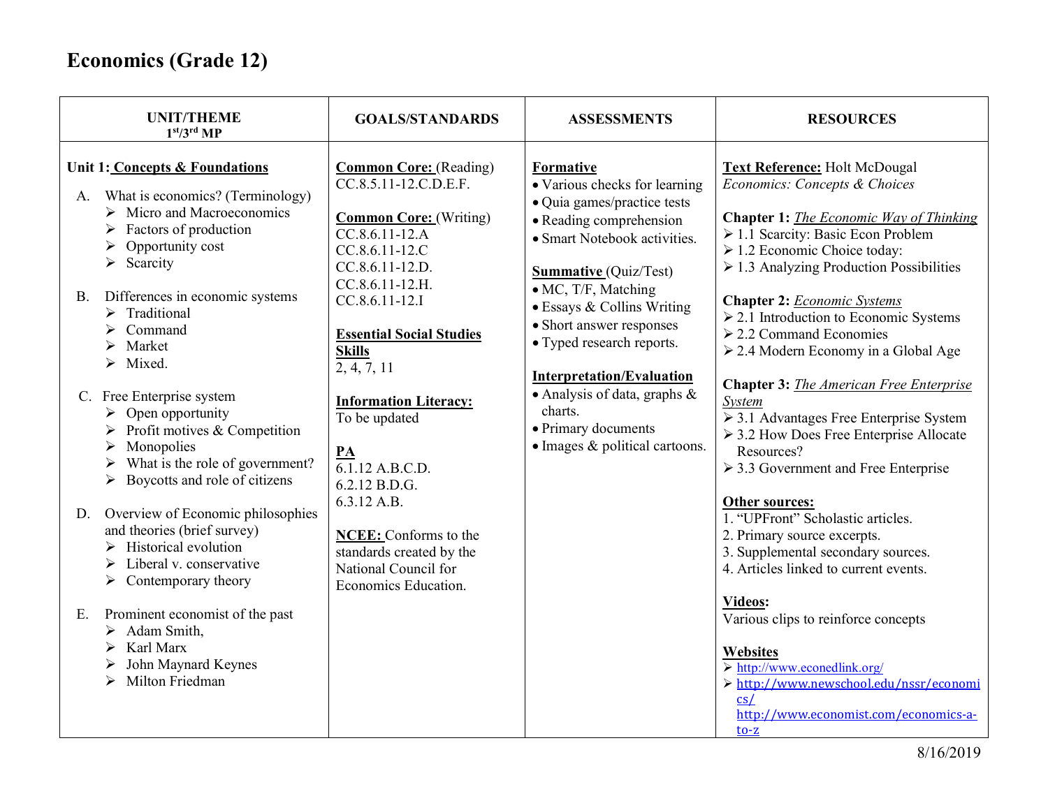# Economics (Grade 12)

| UNIT/THEME<br>1st/3rd MP | GOALS/STANDARDS | ASSESSMENTS | RESOURCES |
|---|---|---|---|
| **Unit 1: Concepts & Foundations**<br><br>A. What is economics? (Terminology)<br>➢ Micro and Macroeconomics<br>➢ Factors of production<br>➢ Opportunity cost<br>➢ Scarcity<br><br>B. Differences in economic systems<br>➢ Traditional<br>➢ Command<br>➢ Market<br>➢ Mixed.<br><br>C. Free Enterprise system<br>➢ Open opportunity<br>➢ Profit motives & Competition<br>➢ Monopolies<br>➢ What is the role of government?<br>➢ Boycotts and role of citizens<br><br>D. Overview of Economic philosophies and theories (brief survey)<br>➢ Historical evolution<br>➢ Liberal v. conservative<br>➢ Contemporary theory<br><br>E. Prominent economist of the past<br>➢ Adam Smith,<br>➢ Karl Marx<br>➢ John Maynard Keynes<br>➢ Milton Friedman | **Common Core:** (Reading)<br>CC.8.5.11-12.C.D.E.F.<br><br>**Common Core:** (Writing)<br>CC.8.6.11-12.A<br>CC.8.6.11-12.C<br>CC.8.6.11-12.D.<br>CC.8.6.11-12.H.<br>CC.8.6.11-12.I<br><br>**Essential Social Studies Skills**<br>2, 4, 7, 11<br><br>**Information Literacy:**<br>To be updated<br><br>**PA**<br>6.1.12 A.B.C.D.<br>6.2.12 B.D.G.<br>6.3.12 A.B.<br><br>**NCEE:** Conforms to the standards created by the National Council for Economics Education. | **Formative**<br>• Various checks for learning<br>• Quia games/practice tests<br>• Reading comprehension<br>• Smart Notebook activities.<br><br>**Summative** (Quiz/Test)<br>• MC, T/F, Matching<br>• Essays & Collins Writing<br>• Short answer responses<br>• Typed research reports.<br><br>**Interpretation/Evaluation**<br>• Analysis of data, graphs & charts.<br>• Primary documents<br>• Images & political cartoons. | **Text Reference:** Holt McDougal *Economics: Concepts & Choices*<br><br>**Chapter 1:** *The Economic Way of Thinking*<br>➢ 1.1 Scarcity: Basic Econ Problem<br>➢ 1.2 Economic Choice today:<br>➢ 1.3 Analyzing Production Possibilities<br><br>**Chapter 2:** *Economic Systems*<br>➢ 2.1 Introduction to Economic Systems<br>➢ 2.2 Command Economies<br>➢ 2.4 Modern Economy in a Global Age<br><br>**Chapter 3:** *The American Free Enterprise System*<br>➢ 3.1 Advantages Free Enterprise System<br>➢ 3.2 How Does Free Enterprise Allocate Resources?<br>➢ 3.3 Government and Free Enterprise<br><br>**Other sources:**<br>1. "UPFront" Scholastic articles.<br>2. Primary source excerpts.<br>3. Supplemental secondary sources.<br>4. Articles linked to current events.<br><br>**Videos:**<br>Various clips to reinforce concepts<br><br>**Websites**<br>➢ http://www.econedlink.org/<br>➢ http://www.newschool.edu/nssr/economics/<br>http://www.economist.com/economics-a-to-z |

8/16/2019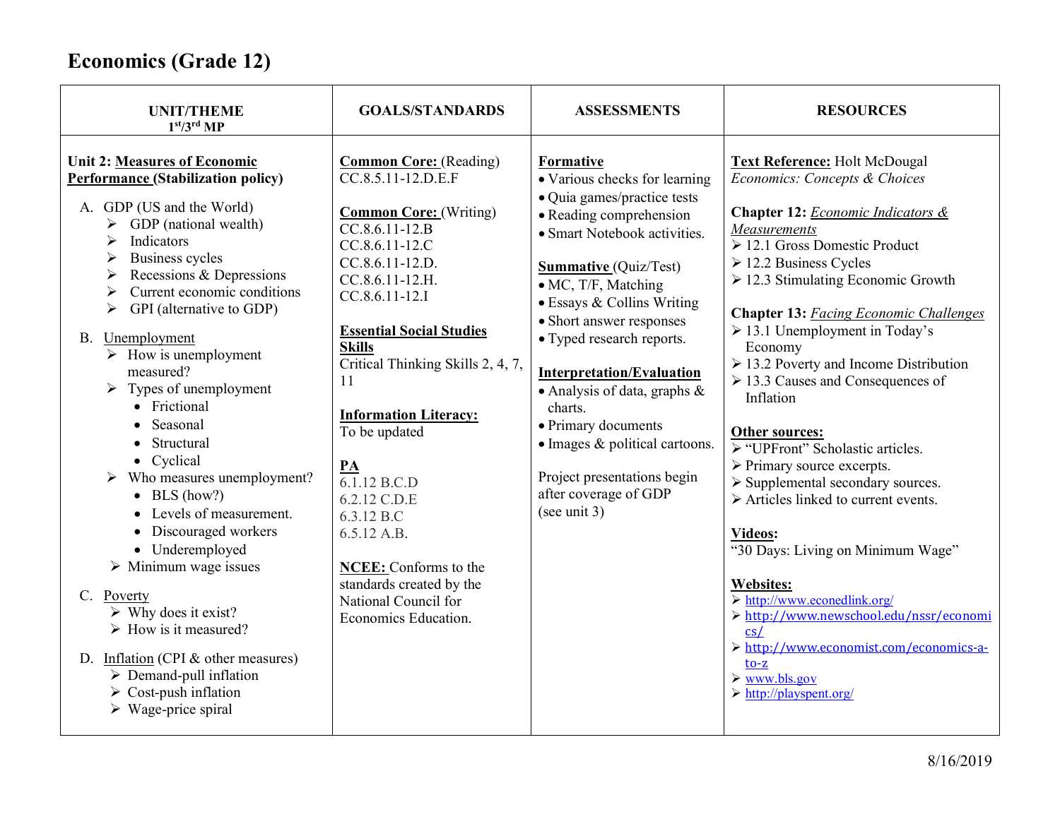# Economics (Grade 12)

| UNIT/THEME<br>1st/3rd MP | GOALS/STANDARDS | ASSESSMENTS | RESOURCES |
|---|---|---|---|
| **Unit 2: Measures of Economic Performance (Stabilization policy)**<br><br>A. GDP (US and the World)<br>➢ GDP (national wealth)<br>➢ Indicators<br>➢ Business cycles<br>➢ Recessions & Depressions<br>➢ Current economic conditions<br>➢ GPI (alternative to GDP)<br><br>B. Unemployment<br>➢ How is unemployment measured?<br>➢ Types of unemployment<br>• Frictional<br>• Seasonal<br>• Structural<br>• Cyclical<br>➢ Who measures unemployment?<br>• BLS (how?)<br>• Levels of measurement.<br>• Discouraged workers<br>• Underemployed<br>➢ Minimum wage issues<br><br>C. Poverty<br>➢ Why does it exist?<br>➢ How is it measured?<br><br>D. Inflation (CPI & other measures)<br>➢ Demand-pull inflation<br>➢ Cost-push inflation<br>➢ Wage-price spiral | **Common Core:** (Reading)<br>CC.8.5.11-12.D.E.F<br><br>**Common Core:** (Writing)<br>CC.8.6.11-12.B<br>CC.8.6.11-12.C<br>CC.8.6.11-12.D.<br>CC.8.6.11-12.H.<br>CC.8.6.11-12.I<br><br>**Essential Social Studies Skills**<br>Critical Thinking Skills 2, 4, 7, 11<br><br>**Information Literacy:**<br>To be updated<br><br>**PA**<br>6.1.12 B.C.D<br>6.2.12 C.D.E<br>6.3.12 B.C<br>6.5.12 A.B.<br><br>**NCEE:** Conforms to the standards created by the National Council for Economics Education. | **Formative**<br>• Various checks for learning<br>• Quia games/practice tests<br>• Reading comprehension<br>• Smart Notebook activities.<br><br>**Summative** (Quiz/Test)<br>• MC, T/F, Matching<br>• Essays & Collins Writing<br>• Short answer responses<br>• Typed research reports.<br><br>**Interpretation/Evaluation**<br>• Analysis of data, graphs & charts.<br>• Primary documents<br>• Images & political cartoons.<br><br>Project presentations begin after coverage of GDP (see unit 3) | **Text Reference:** Holt McDougal *Economics: Concepts & Choices*<br><br>**Chapter 12:** *Economic Indicators & Measurements*<br>➢ 12.1 Gross Domestic Product<br>➢ 12.2 Business Cycles<br>➢ 12.3 Stimulating Economic Growth<br><br>**Chapter 13:** *Facing Economic Challenges*<br>➢ 13.1 Unemployment in Today's Economy<br>➢ 13.2 Poverty and Income Distribution<br>➢ 13.3 Causes and Consequences of Inflation<br><br>**Other sources:**<br>➢ "UPFront" Scholastic articles.<br>➢ Primary source excerpts.<br>➢ Supplemental secondary sources.<br>➢ Articles linked to current events.<br><br>**Videos:**<br>"30 Days: Living on Minimum Wage"<br><br>**Websites:**<br>➢ http://www.econedlink.org/<br>➢ http://www.newschool.edu/nssr/economics/<br>➢ http://www.economist.com/economics-a-to-z<br>➢ www.bls.gov<br>➢ http://playspent.org/ |

8/16/2019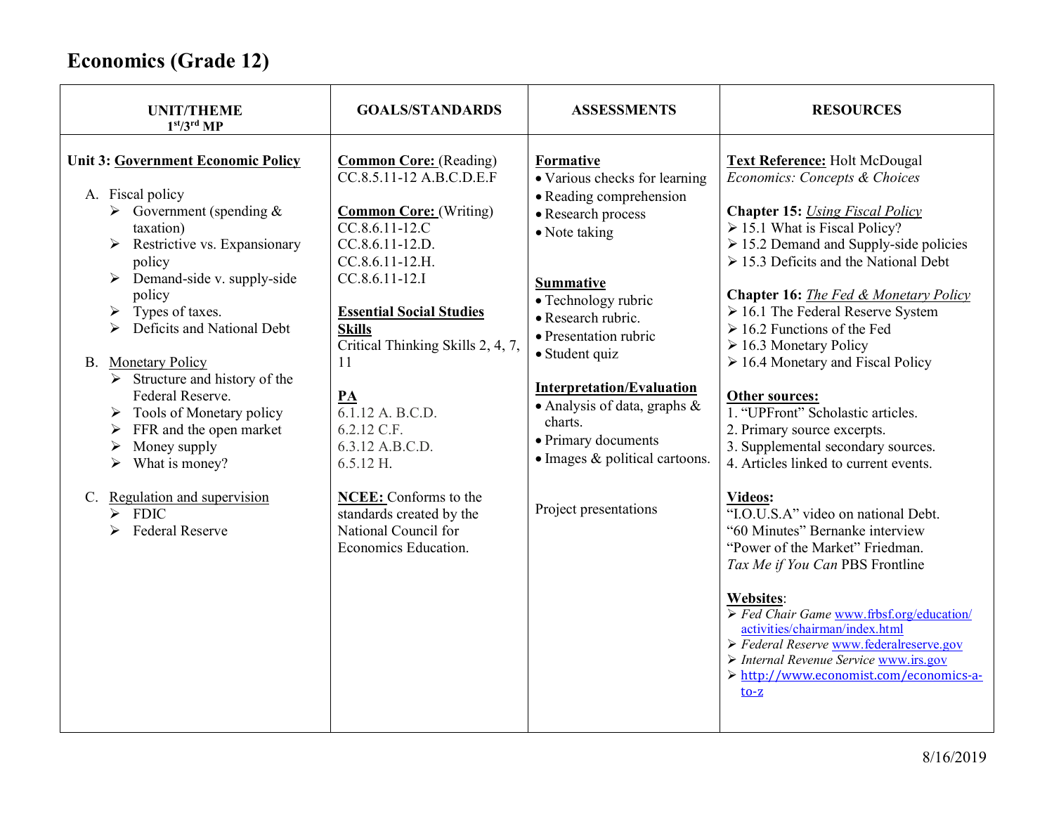# Economics (Grade 12)

| UNIT/THEME<br>1st/3rd MP | GOALS/STANDARDS | ASSESSMENTS | RESOURCES |
|---|---|---|---|
| **Unit 3: Government Economic Policy**<br><br>A. Fiscal policy<br>➢ Government (spending & taxation)<br>➢ Restrictive vs. Expansionary policy<br>➢ Demand-side v. supply-side policy<br>➢ Types of taxes.<br>➢ Deficits and National Debt<br><br>B. Monetary Policy<br>➢ Structure and history of the Federal Reserve.<br>➢ Tools of Monetary policy<br>➢ FFR and the open market<br>➢ Money supply<br>➢ What is money?<br><br>C. Regulation and supervision<br>➢ FDIC<br>➢ Federal Reserve | **Common Core:** (Reading)<br>CC.8.5.11-12 A.B.C.D.E.F<br><br>**Common Core:** (Writing)<br>CC.8.6.11-12.C<br>CC.8.6.11-12.D.<br>CC.8.6.11-12.H.<br>CC.8.6.11-12.I<br><br>**Essential Social Studies Skills**<br>Critical Thinking Skills 2, 4, 7, 11<br><br>**PA**<br>6.1.12 A. B.C.D.<br>6.2.12 C.F.<br>6.3.12 A.B.C.D.<br>6.5.12 H.<br><br>**NCEE:** Conforms to the standards created by the National Council for Economics Education. | **Formative**<br>• Various checks for learning<br>• Reading comprehension<br>• Research process<br>• Note taking<br><br>**Summative**<br>• Technology rubric<br>• Research rubric.<br>• Presentation rubric<br>• Student quiz<br><br>**Interpretation/Evaluation**<br>• Analysis of data, graphs & charts.<br>• Primary documents<br>• Images & political cartoons.<br><br>Project presentations | **Text Reference:** Holt McDougal *Economics: Concepts & Choices*<br><br>**Chapter 15:** *Using Fiscal Policy*<br>➢ 15.1 What is Fiscal Policy?<br>➢ 15.2 Demand and Supply-side policies<br>➢ 15.3 Deficits and the National Debt<br><br>**Chapter 16:** *The Fed & Monetary Policy*<br>➢ 16.1 The Federal Reserve System<br>➢ 16.2 Functions of the Fed<br>➢ 16.3 Monetary Policy<br>➢ 16.4 Monetary and Fiscal Policy<br><br>**Other sources:**<br>1. "UPFront" Scholastic articles.<br>2. Primary source excerpts.<br>3. Supplemental secondary sources.<br>4. Articles linked to current events.<br><br>**Videos:**<br>"I.O.U.S.A" video on national Debt.<br>"60 Minutes" Bernanke interview<br>"Power of the Market" Friedman.<br>*Tax Me if You Can* PBS Frontline<br><br>**Websites**:<br>➢ *Fed Chair Game* www.frbsf.org/education/activities/chairman/index.html<br>➢ *Federal Reserve* www.federalreserve.gov<br>➢ *Internal Revenue Service* www.irs.gov<br>➢ http://www.economist.com/economics-a-to-z |

8/16/2019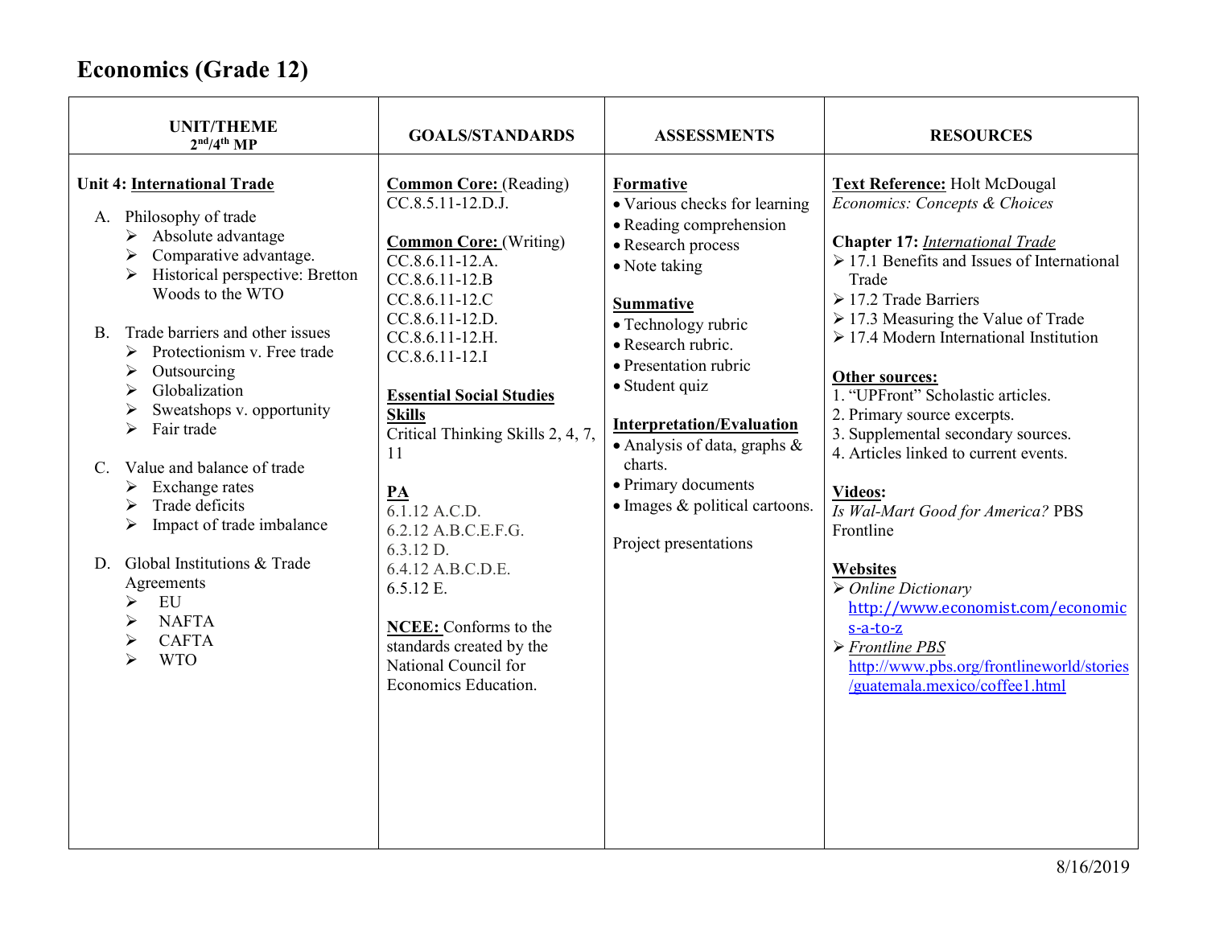# Economics (Grade 12)

| UNIT/THEME 2nd/4th MP | GOALS/STANDARDS | ASSESSMENTS | RESOURCES |
|---|---|---|---|
| **Unit 4: <u>International Trade</u>**<br><br>A. Philosophy of trade<br>➢ Absolute advantage<br>➢ Comparative advantage.<br>➢ Historical perspective: Bretton Woods to the WTO<br><br>B. Trade barriers and other issues<br>➢ Protectionism v. Free trade<br>➢ Outsourcing<br>➢ Globalization<br>➢ Sweatshops v. opportunity<br>➢ Fair trade<br><br>C. Value and balance of trade<br>➢ Exchange rates<br>➢ Trade deficits<br>➢ Impact of trade imbalance<br><br>D. Global Institutions & Trade Agreements<br>➢ EU<br>➢ NAFTA<br>➢ CAFTA<br>➢ WTO | **<u>Common Core:</u>** (Reading)<br>CC.8.5.11-12.D.J.<br><br>**<u>Common Core:</u>** (Writing)<br>CC.8.6.11-12.A.<br>CC.8.6.11-12.B<br>CC.8.6.11-12.C<br>CC.8.6.11-12.D.<br>CC.8.6.11-12.H.<br>CC.8.6.11-12.I<br><br>**<u>Essential Social Studies Skills</u>**<br>Critical Thinking Skills 2, 4, 7, 11<br><br>**<u>PA</u>**<br>6.1.12 A.C.D.<br>6.2.12 A.B.C.E.F.G.<br>6.3.12 D.<br>6.4.12 A.B.C.D.E.<br>6.5.12 E.<br><br>**<u>NCEE:</u>** Conforms to the standards created by the National Council for Economics Education. | **<u>Formative</u>**<br>• Various checks for learning<br>• Reading comprehension<br>• Research process<br>• Note taking<br><br>**<u>Summative</u>**<br>• Technology rubric<br>• Research rubric.<br>• Presentation rubric<br>• Student quiz<br><br>**<u>Interpretation/Evaluation</u>**<br>• Analysis of data, graphs & charts.<br>• Primary documents<br>• Images & political cartoons.<br><br>Project presentations | **<u>Text Reference:</u>** Holt McDougal *Economics: Concepts & Choices*<br><br>**Chapter 17:** *<u>International Trade</u>*<br>➢ 17.1 Benefits and Issues of International Trade<br>➢ 17.2 Trade Barriers<br>➢ 17.3 Measuring the Value of Trade<br>➢ 17.4 Modern International Institution<br><br>**<u>Other sources:</u>**<br>1. "UPFront" Scholastic articles.<br>2. Primary source excerpts.<br>3. Supplemental secondary sources.<br>4. Articles linked to current events.<br><br>**<u>Videos:</u>**<br>*Is Wal-Mart Good for America?* PBS Frontline<br><br>**<u>Websites</u>**<br>➢ *Online Dictionary* http://www.economist.com/economics-a-to-z<br>➢ *Frontline PBS* http://www.pbs.org/frontlineworld/stories/guatemala.mexico/coffee1.html |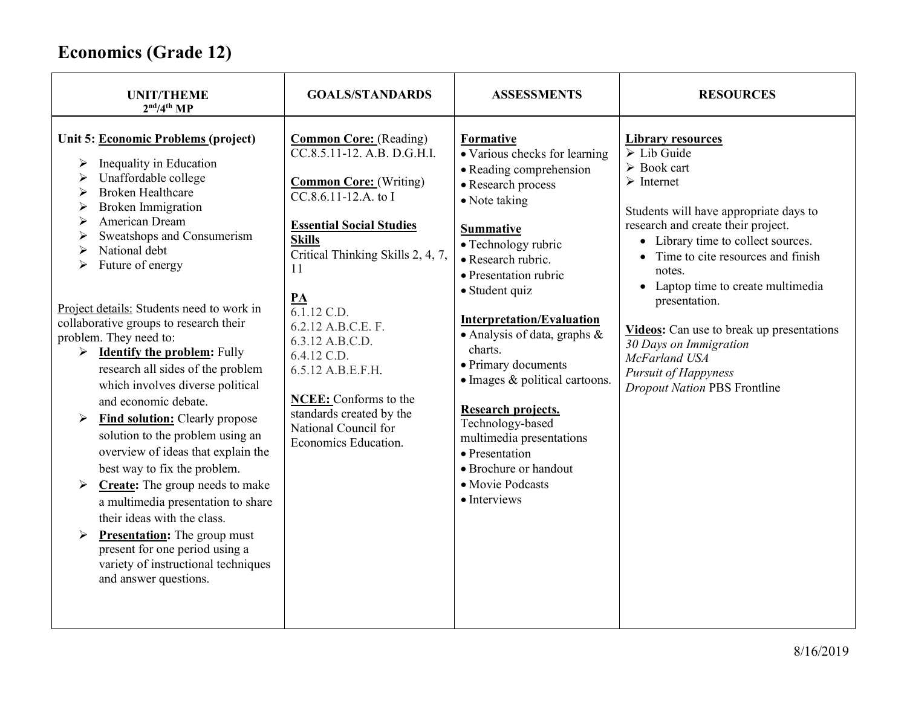# Economics (Grade 12)

| UNIT/THEME<br>2nd/4th MP | GOALS/STANDARDS | ASSESSMENTS | RESOURCES |
|---|---|---|---|
| **Unit 5: Economic Problems (project)**<br>➢ Inequality in Education<br>➢ Unaffordable college<br>➢ Broken Healthcare<br>➢ Broken Immigration<br>➢ American Dream<br>➢ Sweatshops and Consumerism<br>➢ National debt<br>➢ Future of energy<br><br>Project details: Students need to work in collaborative groups to research their problem. They need to:<br>➢ **Identify the problem:** Fully research all sides of the problem which involves diverse political and economic debate.<br>➢ **Find solution:** Clearly propose solution to the problem using an overview of ideas that explain the best way to fix the problem.<br>➢ **Create:** The group needs to make a multimedia presentation to share their ideas with the class.<br>➢ **Presentation:** The group must present for one period using a variety of instructional techniques and answer questions. | **Common Core:** (Reading)<br>CC.8.5.11-12. A.B. D.G.H.I.<br><br>**Common Core:** (Writing)<br>CC.8.6.11-12.A. to I<br><br>**Essential Social Studies Skills**<br>Critical Thinking Skills 2, 4, 7, 11<br><br>**PA**<br>6.1.12 C.D.<br>6.2.12 A.B.C.E. F.<br>6.3.12 A.B.C.D.<br>6.4.12 C.D.<br>6.5.12 A.B.E.F.H.<br><br>**NCEE:** Conforms to the standards created by the National Council for Economics Education. | **Formative**<br>• Various checks for learning<br>• Reading comprehension<br>• Research process<br>• Note taking<br><br>**Summative**<br>• Technology rubric<br>• Research rubric.<br>• Presentation rubric<br>• Student quiz<br><br>**Interpretation/Evaluation**<br>• Analysis of data, graphs & charts.<br>• Primary documents<br>• Images & political cartoons.<br><br>**Research projects.**<br>Technology-based multimedia presentations<br>• Presentation<br>• Brochure or handout<br>• Movie Podcasts<br>• Interviews | **Library resources**<br>➢ Lib Guide<br>➢ Book cart<br>➢ Internet<br><br>Students will have appropriate days to research and create their project.<br>• Library time to collect sources.<br>• Time to cite resources and finish notes.<br>• Laptop time to create multimedia presentation.<br><br>**Videos:** Can use to break up presentations<br>*30 Days on Immigration*<br>*McFarland USA*<br>*Pursuit of Happyness*<br>*Dropout Nation* PBS Frontline |

8/16/2019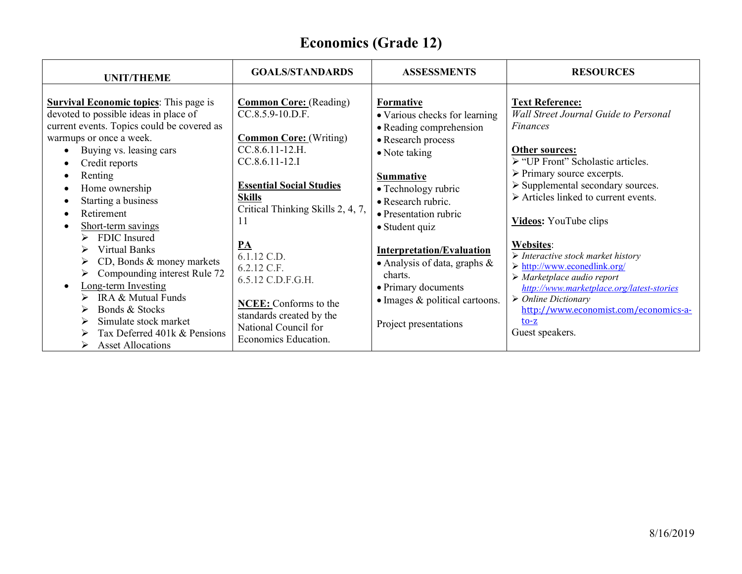# Economics (Grade 12)

| UNIT/THEME | GOALS/STANDARDS | ASSESSMENTS | RESOURCES |
|---|---|---|---|
| **Survival Economic topics**: This page is devoted to possible ideas in place of current events. Topics could be covered as warmups or once a week.<br>• Buying vs. leasing cars<br>• Credit reports<br>• Renting<br>• Home ownership<br>• Starting a business<br>• Retirement<br>• Short-term savings<br>  ➢ FDIC Insured<br>  ➢ Virtual Banks<br>  ➢ CD, Bonds & money markets<br>  ➢ Compounding interest Rule 72<br>• Long-term Investing<br>  ➢ IRA & Mutual Funds<br>  ➢ Bonds & Stocks<br>  ➢ Simulate stock market<br>  ➢ Tax Deferred 401k & Pensions<br>  ➢ Asset Allocations | **Common Core:** (Reading)<br>CC.8.5.9-10.D.F.<br><br>**Common Core:** (Writing)<br>CC.8.6.11-12.H.<br>CC.8.6.11-12.I<br><br>**Essential Social Studies Skills**<br>Critical Thinking Skills 2, 4, 7, 11<br><br>**PA**<br>6.1.12 C.D.<br>6.2.12 C.F.<br>6.5.12 C.D.F.G.H.<br><br>**NCEE:** Conforms to the standards created by the National Council for Economics Education. | **Formative**<br>• Various checks for learning<br>• Reading comprehension<br>• Research process<br>• Note taking<br><br>**Summative**<br>• Technology rubric<br>• Research rubric.<br>• Presentation rubric<br>• Student quiz<br><br>**Interpretation/Evaluation**<br>• Analysis of data, graphs & charts.<br>• Primary documents<br>• Images & political cartoons.<br><br>Project presentations | **Text Reference:**<br>*Wall Street Journal Guide to Personal Finances*<br><br>**Other sources:**<br>➢ "UP Front" Scholastic articles.<br>➢ Primary source excerpts.<br>➢ Supplemental secondary sources.<br>➢ Articles linked to current events.<br><br>**Videos:** YouTube clips<br><br>**Websites**:<br>➢ *Interactive stock market history*<br>➢ http://www.econedlink.org/<br>➢ *Marketplace audio report* *http://www.marketplace.org/latest-stories*<br>➢ *Online Dictionary* http://www.economist.com/economics-a-to-z<br>Guest speakers. |

8/16/2019